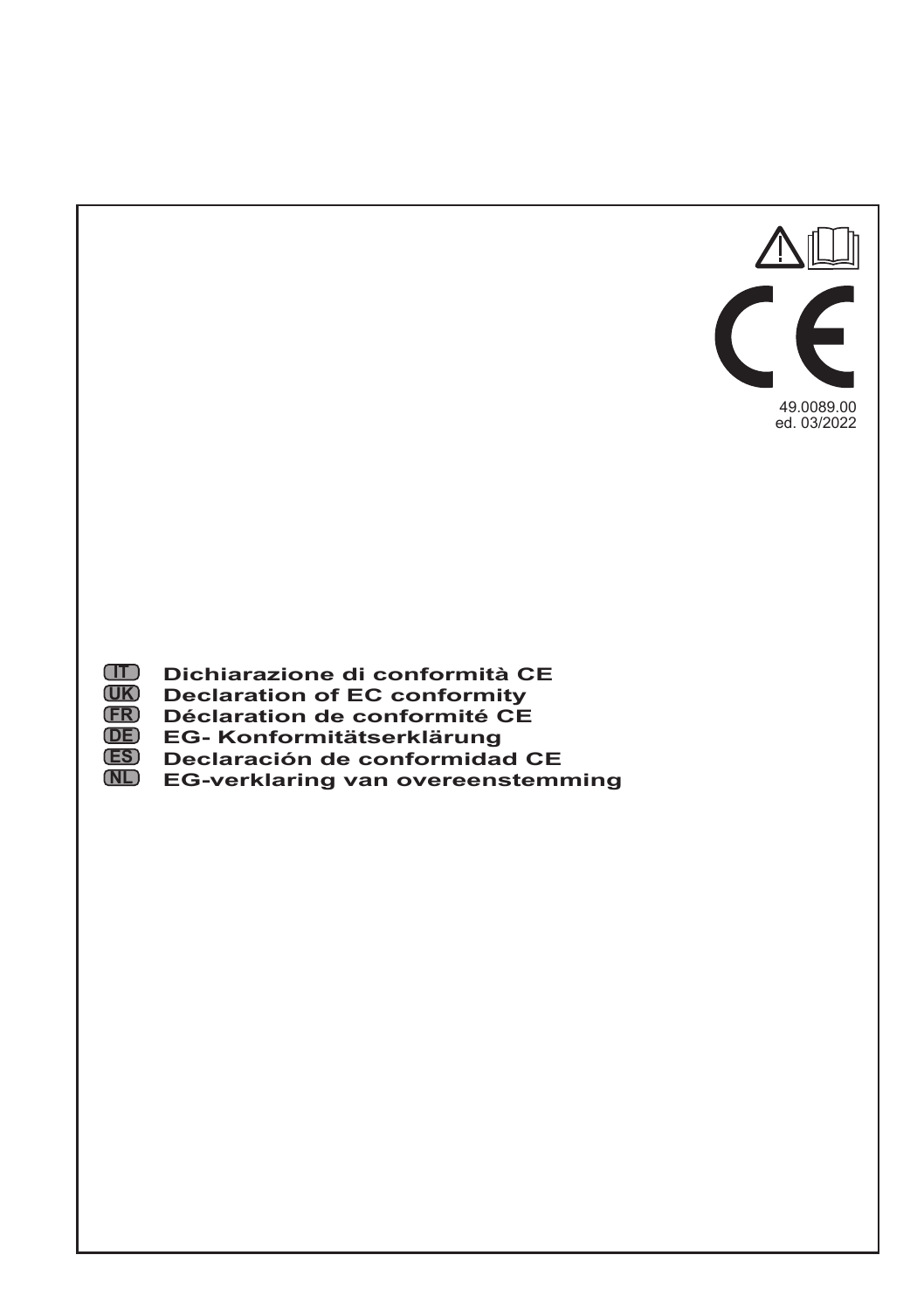49.0089.00
ed. 03/2022

**IT** **Dichiarazione di conformità CE**
**UK** **Declaration of EC conformity**
**FR** **Déclaration de conformité CE**
**DE** **EG- Konformitätserklärung**
**ES** **Declaración de conformidad CE**
**NL** **EG-verklaring van overeenstemming**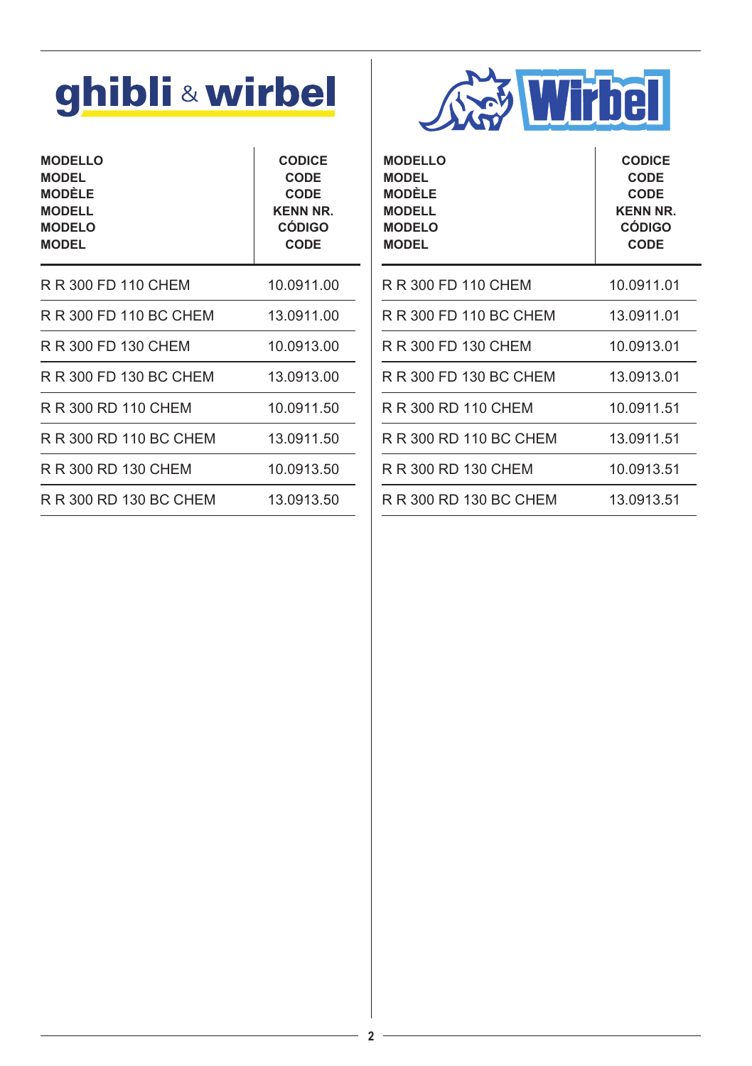## ghibli & wirbel

| MODELLO<br>MODEL<br>MODÈLE<br>MODELL<br>MODELO<br>MODEL | CODICE<br>CODE<br>CODE<br>KENN NR.<br>CÓDIGO<br>CODE |
|---|---|
| R R 300 FD 110 CHEM | 10.0911.00 |
| R R 300 FD 110 BC CHEM | 13.0911.00 |
| R R 300 FD 130 CHEM | 10.0913.00 |
| R R 300 FD 130 BC CHEM | 13.0913.00 |
| R R 300 RD 110 CHEM | 10.0911.50 |
| R R 300 RD 110 BC CHEM | 13.0911.50 |
| R R 300 RD 130 CHEM | 10.0913.50 |
| R R 300 RD 130 BC CHEM | 13.0913.50 |

## Wirbel

| MODELLO<br>MODEL<br>MODÈLE<br>MODELL<br>MODELO<br>MODEL | CODICE<br>CODE<br>CODE<br>KENN NR.<br>CÓDIGO<br>CODE |
|---|---|
| R R 300 FD 110 CHEM | 10.0911.01 |
| R R 300 FD 110 BC CHEM | 13.0911.01 |
| R R 300 FD 130 CHEM | 10.0913.01 |
| R R 300 FD 130 BC CHEM | 13.0913.01 |
| R R 300 RD 110 CHEM | 10.0911.51 |
| R R 300 RD 110 BC CHEM | 13.0911.51 |
| R R 300 RD 130 CHEM | 10.0913.51 |
| R R 300 RD 130 BC CHEM | 13.0913.51 |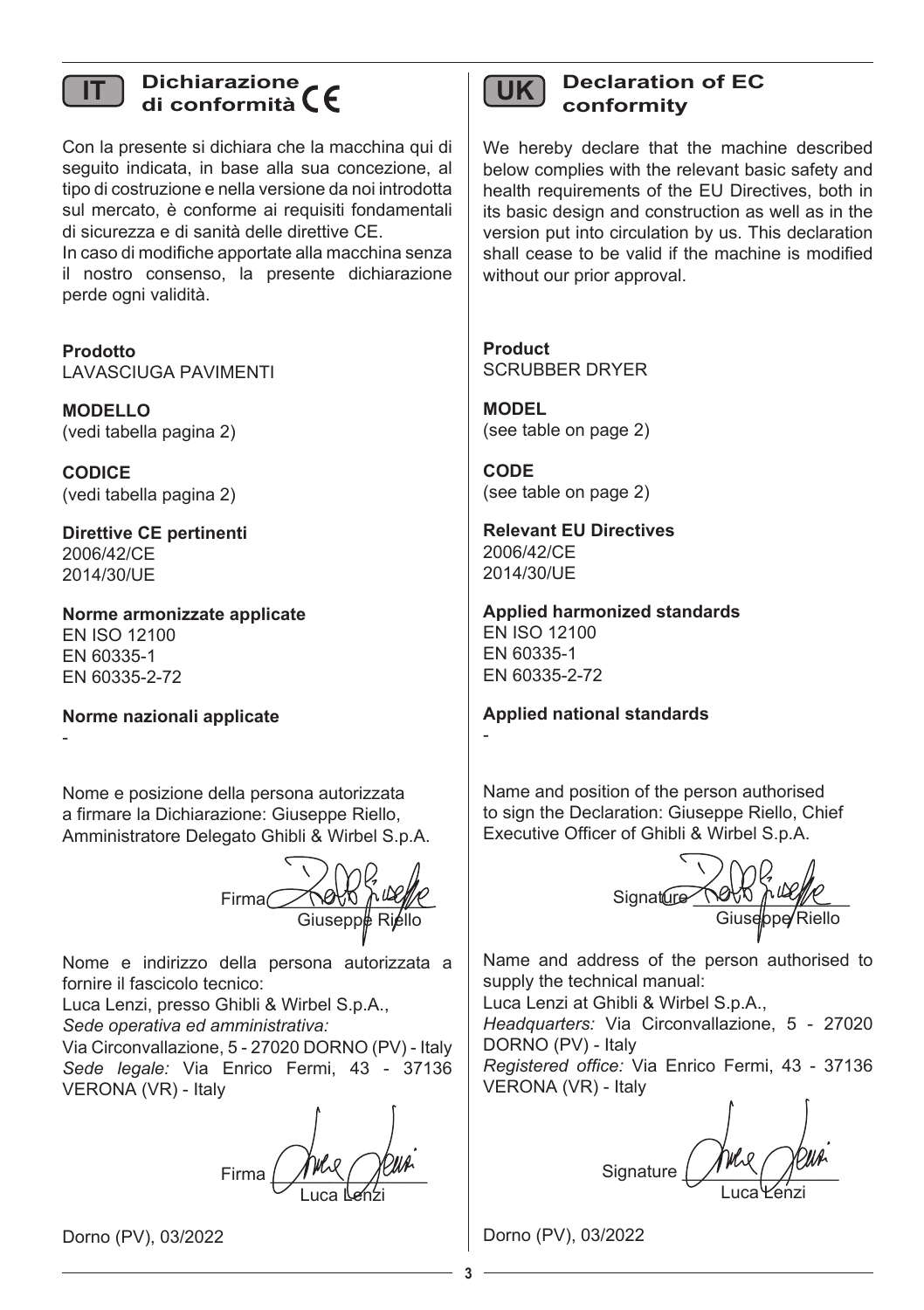## IT Dichiarazione di conformità CE

Con la presente si dichiara che la macchina qui di seguito indicata, in base alla sua concezione, al tipo di costruzione e nella versione da noi introdotta sul mercato, è conforme ai requisiti fondamentali di sicurezza e di sanità delle direttive CE.
In caso di modifiche apportate alla macchina senza il nostro consenso, la presente dichiarazione perde ogni validità.

**Prodotto**
LAVASCIUGA PAVIMENTI

**MODELLO**
(vedi tabella pagina 2)

**CODICE**
(vedi tabella pagina 2)

**Direttive CE pertinenti**
2006/42/CE
2014/30/UE

**Norme armonizzate applicate**
EN ISO 12100
EN 60335-1
EN 60335-2-72

**Norme nazionali applicate**
-

Nome e posizione della persona autorizzata a firmare la Dichiarazione: Giuseppe Riello, Amministratore Delegato Ghibli & Wirbel S.p.A.

Firma ____________
Giuseppe Riello

Nome e indirizzo della persona autorizzata a fornire il fascicolo tecnico:
Luca Lenzi, presso Ghibli & Wirbel S.p.A.,
*Sede operativa ed amministrativa:*
Via Circonvallazione, 5 - 27020 DORNO (PV) - Italy
*Sede legale:* Via Enrico Fermi, 43 - 37136 VERONA (VR) - Italy

Firma ____________
Luca Lenzi

Dorno (PV), 03/2022

## UK Declaration of EC conformity

We hereby declare that the machine described below complies with the relevant basic safety and health requirements of the EU Directives, both in its basic design and construction as well as in the version put into circulation by us. This declaration shall cease to be valid if the machine is modified without our prior approval.

**Product**
SCRUBBER DRYER

**MODEL**
(see table on page 2)

**CODE**
(see table on page 2)

**Relevant EU Directives**
2006/42/CE
2014/30/UE

**Applied harmonized standards**
EN ISO 12100
EN 60335-1
EN 60335-2-72

**Applied national standards**
-

Name and position of the person authorised to sign the Declaration: Giuseppe Riello, Chief Executive Officer of Ghibli & Wirbel S.p.A.

Signature ____________
Giuseppe Riello

Name and address of the person authorised to supply the technical manual:
Luca Lenzi at Ghibli & Wirbel S.p.A.,
*Headquarters:* Via Circonvallazione, 5 - 27020 DORNO (PV) - Italy
*Registered office:* Via Enrico Fermi, 43 - 37136 VERONA (VR) - Italy

Signature ____________
Luca Lenzi

Dorno (PV), 03/2022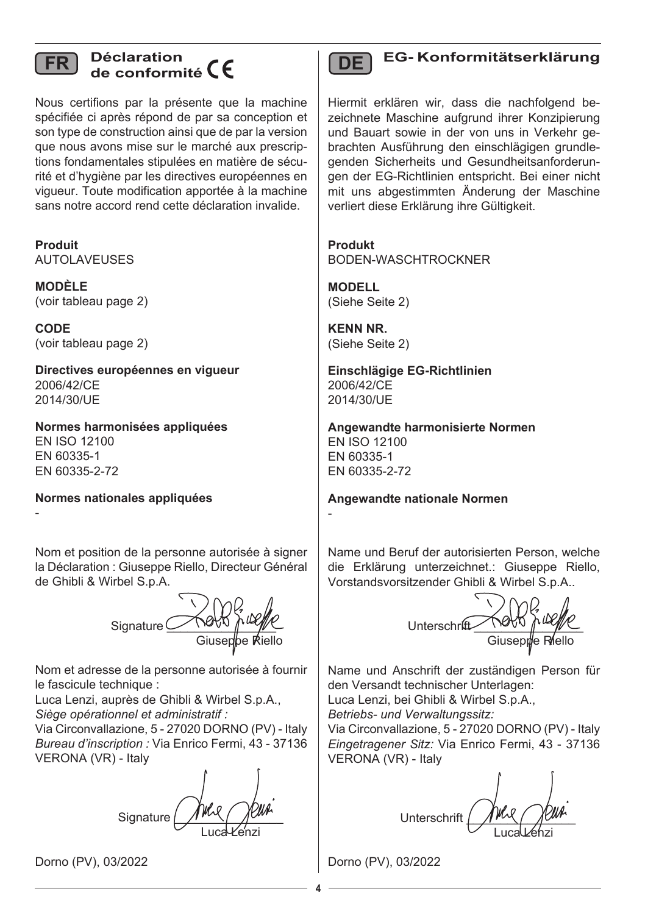## FR Déclaration de conformité CE

Nous certifions par la présente que la machine spécifiée ci après répond de par sa conception et son type de construction ainsi que de par la version que nous avons mise sur le marché aux prescriptions fondamentales stipulées en matière de sécurité et d'hygiène par les directives européennes en vigueur. Toute modification apportée à la machine sans notre accord rend cette déclaration invalide.

**Produit**
AUTOLAVEUSES

**MODÈLE**
(voir tableau page 2)

**CODE**
(voir tableau page 2)

**Directives européennes en vigueur**
2006/42/CE
2014/30/UE

**Normes harmonisées appliquées**
EN ISO 12100
EN 60335-1
EN 60335-2-72

**Normes nationales appliquées**
-

Nom et position de la personne autorisée à signer la Déclaration : Giuseppe Riello, Directeur Général de Ghibli & Wirbel S.p.A.

Signature
Giuseppe Riello

Nom et adresse de la personne autorisée à fournir le fascicule technique :
Luca Lenzi, auprès de Ghibli & Wirbel S.p.A.,
*Siège opérationnel et administratif :*
Via Circonvallazione, 5 - 27020 DORNO (PV) - Italy
*Bureau d'inscription :* Via Enrico Fermi, 43 - 37136 VERONA (VR) - Italy

Signature
Luca Lenzi

Dorno (PV), 03/2022

## DE EG- Konformitätserklärung

Hiermit erklären wir, dass die nachfolgend bezeichnete Maschine aufgrund ihrer Konzipierung und Bauart sowie in der von uns in Verkehr gebrachten Ausführung den einschlägigen grundlegenden Sicherheits und Gesundheitsanforderungen der EG-Richtlinien entspricht. Bei einer nicht mit uns abgestimmten Änderung der Maschine verliert diese Erklärung ihre Gültigkeit.

**Produkt**
BODEN-WASCHTROCKNER

**MODELL**
(Siehe Seite 2)

**KENN NR.**
(Siehe Seite 2)

**Einschlägige EG-Richtlinien**
2006/42/CE
2014/30/UE

**Angewandte harmonisierte Normen**
EN ISO 12100
EN 60335-1
EN 60335-2-72

**Angewandte nationale Normen**
-

Name und Beruf der autorisierten Person, welche die Erklärung unterzeichnet.: Giuseppe Riello, Vorstandsvorsitzender Ghibli & Wirbel S.p.A..

Unterschrift
Giuseppe Riello

Name und Anschrift der zuständigen Person für den Versandt technischer Unterlagen:
Luca Lenzi, bei Ghibli & Wirbel S.p.A.,
*Betriebs- und Verwaltungssitz:*
Via Circonvallazione, 5 - 27020 DORNO (PV) - Italy
*Eingetragener Sitz:* Via Enrico Fermi, 43 - 37136 VERONA (VR) - Italy

Unterschrift
Luca Lenzi

Dorno (PV), 03/2022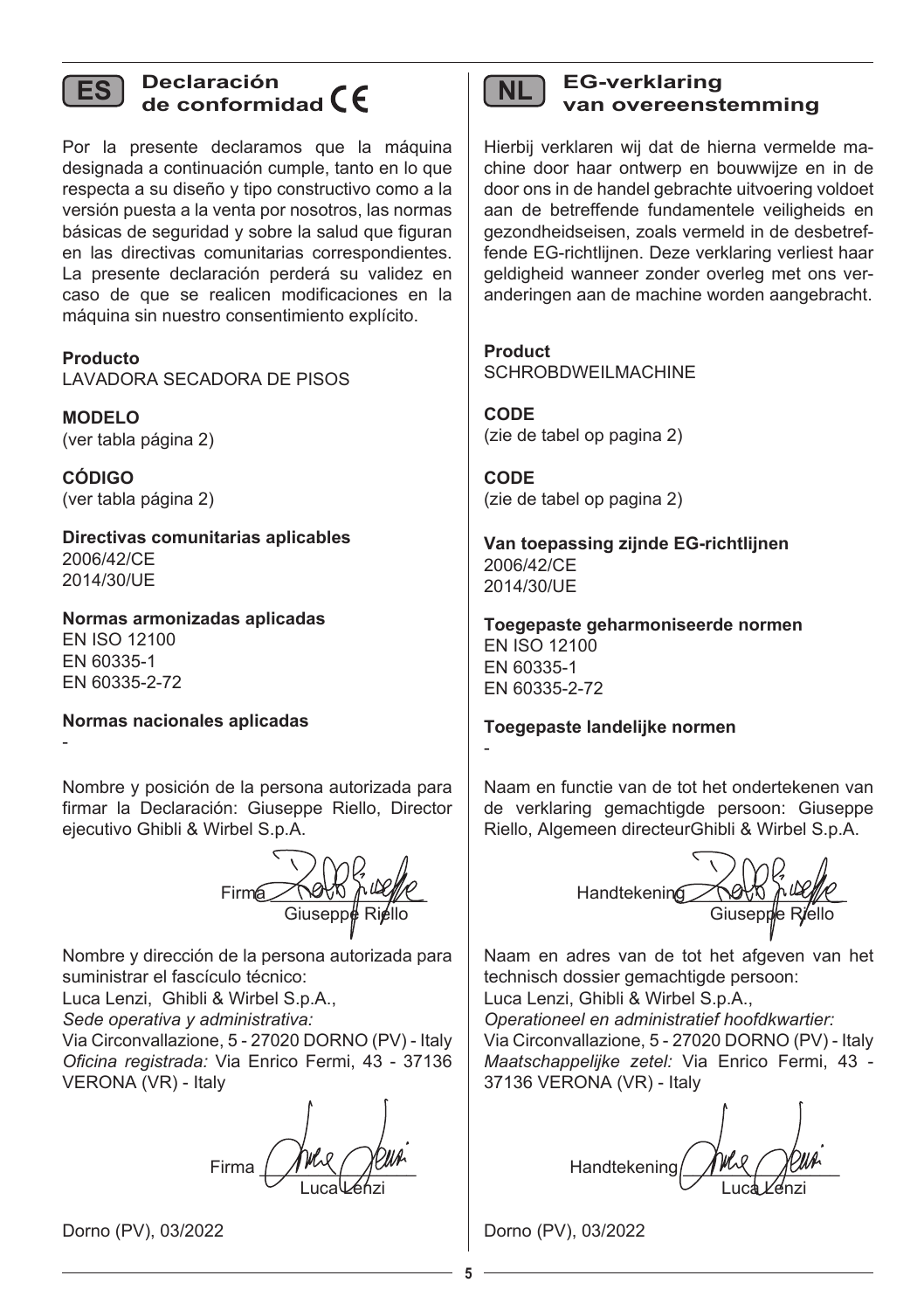## ES Declaración de conformidad CE

Por la presente declaramos que la máquina designada a continuación cumple, tanto en lo que respecta a su diseño y tipo constructivo como a la versión puesta a la venta por nosotros, las normas básicas de seguridad y sobre la salud que figuran en las directivas comunitarias correspondientes. La presente declaración perderá su validez en caso de que se realicen modificaciones en la máquina sin nuestro consentimiento explícito.

**Producto**
LAVADORA SECADORA DE PISOS

**MODELO**
(ver tabla página 2)

**CÓDIGO**
(ver tabla página 2)

**Directivas comunitarias aplicables**
2006/42/CE
2014/30/UE

**Normas armonizadas aplicadas**
EN ISO 12100
EN 60335-1
EN 60335-2-72

**Normas nacionales aplicadas**
-

Nombre y posición de la persona autorizada para firmar la Declaración: Giuseppe Riello, Director ejecutivo Ghibli & Wirbel S.p.A.

Firma ____________
Giuseppe Riello

Nombre y dirección de la persona autorizada para suministrar el fascículo técnico:
Luca Lenzi, Ghibli & Wirbel S.p.A.,
*Sede operativa y administrativa:*
Via Circonvallazione, 5 - 27020 DORNO (PV) - Italy
*Oficina registrada:* Via Enrico Fermi, 43 - 37136 VERONA (VR) - Italy

Firma ____________
Luca Lenzi

Dorno (PV), 03/2022

## NL EG-verklaring van overeenstemming

Hierbij verklaren wij dat de hierna vermelde machine door haar ontwerp en bouwwijze en in de door ons in de handel gebrachte uitvoering voldoet aan de betreffende fundamentele veiligheids en gezondheidseisen, zoals vermeld in de desbetreffende EG-richtlijnen. Deze verklaring verliest haar geldigheid wanneer zonder overleg met ons veranderingen aan de machine worden aangebracht.

**Product**
SCHROBDWEILMACHINE

**CODE**
(zie de tabel op pagina 2)

**CODE**
(zie de tabel op pagina 2)

**Van toepassing zijnde EG-richtlijnen**
2006/42/CE
2014/30/UE

**Toegepaste geharmoniseerde normen**
EN ISO 12100
EN 60335-1
EN 60335-2-72

**Toegepaste landelijke normen**
-

Naam en functie van de tot het ondertekenen van de verklaring gemachtigde persoon: Giuseppe Riello, Algemeen directeurGhibli & Wirbel S.p.A.

Handtekening ____________
Giuseppe Riello

Naam en adres van de tot het afgeven van het technisch dossier gemachtigde persoon:
Luca Lenzi, Ghibli & Wirbel S.p.A.,
*Operationeel en administratief hoofdkwartier:*
Via Circonvallazione, 5 - 27020 DORNO (PV) - Italy
*Maatschappelijke zetel:* Via Enrico Fermi, 43 - 37136 VERONA (VR) - Italy

Handtekening ____________
Luca Lenzi

Dorno (PV), 03/2022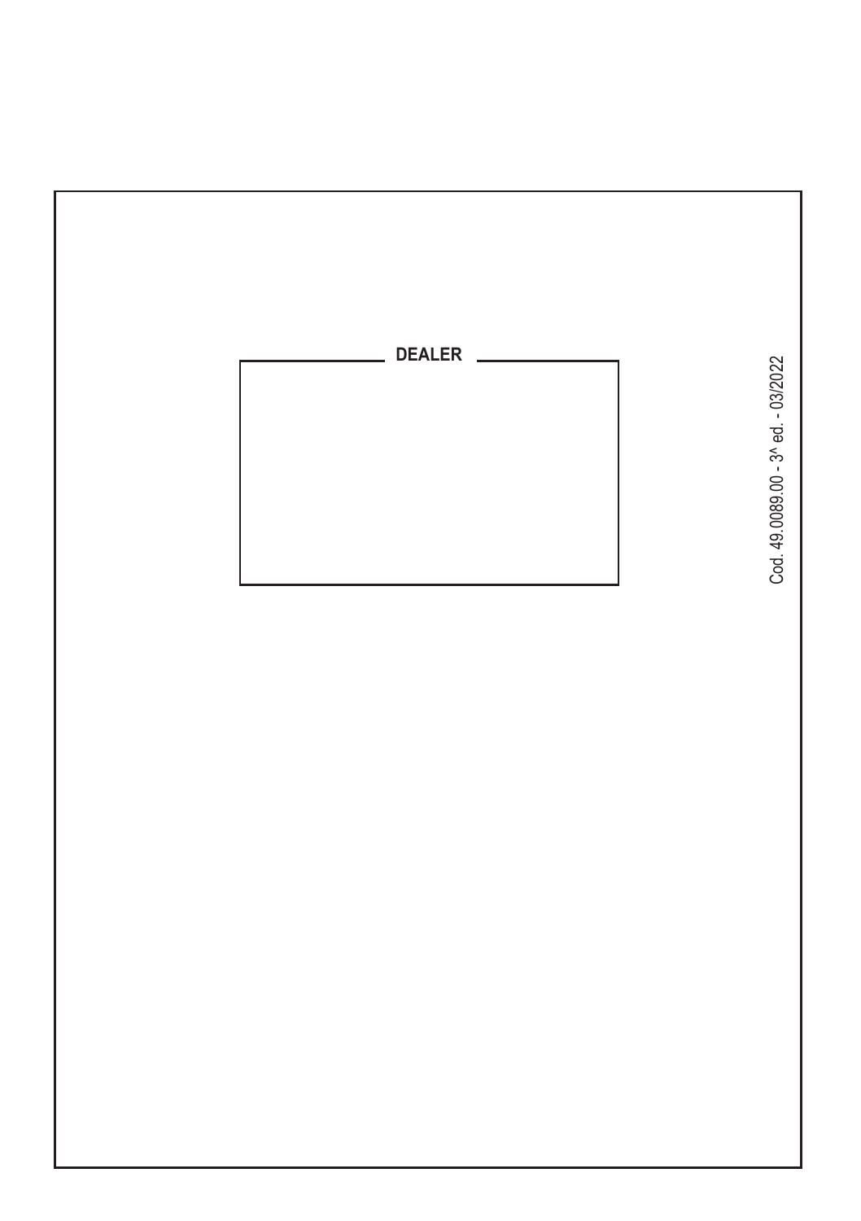DEALER

Cod. 49.0089.00 - 3^ ed. - 03/2022